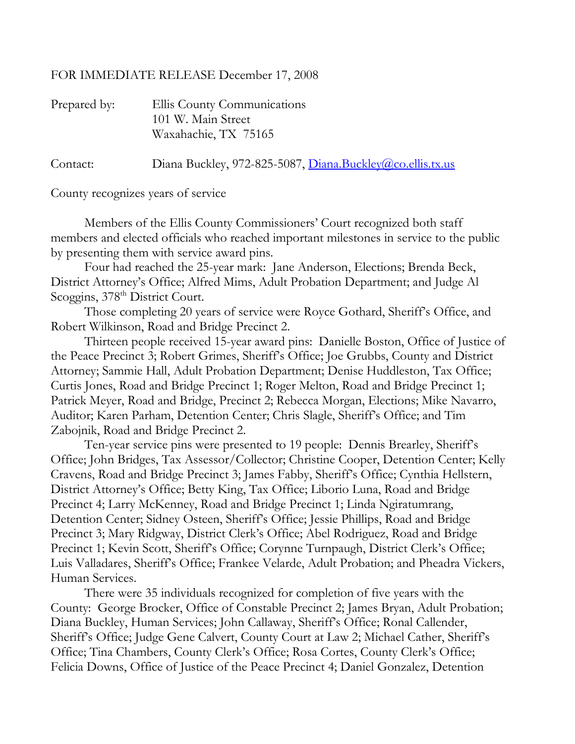FOR IMMEDIATE RELEASE December 17, 2008

Prepared by: Ellis County Communications
101 W. Main Street
Waxahachie, TX 75165

Contact: Diana Buckley, 972-825-5087, Diana.Buckley@co.ellis.tx.us

County recognizes years of service

Members of the Ellis County Commissioners' Court recognized both staff members and elected officials who reached important milestones in service to the public by presenting them with service award pins.

Four had reached the 25-year mark: Jane Anderson, Elections; Brenda Beck, District Attorney's Office; Alfred Mims, Adult Probation Department; and Judge Al Scoggins, 378th District Court.

Those completing 20 years of service were Royce Gothard, Sheriff's Office, and Robert Wilkinson, Road and Bridge Precinct 2.

Thirteen people received 15-year award pins: Danielle Boston, Office of Justice of the Peace Precinct 3; Robert Grimes, Sheriff's Office; Joe Grubbs, County and District Attorney; Sammie Hall, Adult Probation Department; Denise Huddleston, Tax Office; Curtis Jones, Road and Bridge Precinct 1; Roger Melton, Road and Bridge Precinct 1; Patrick Meyer, Road and Bridge, Precinct 2; Rebecca Morgan, Elections; Mike Navarro, Auditor; Karen Parham, Detention Center; Chris Slagle, Sheriff's Office; and Tim Zabojnik, Road and Bridge Precinct 2.

Ten-year service pins were presented to 19 people: Dennis Brearley, Sheriff's Office; John Bridges, Tax Assessor/Collector; Christine Cooper, Detention Center; Kelly Cravens, Road and Bridge Precinct 3; James Fabby, Sheriff's Office; Cynthia Hellstern, District Attorney's Office; Betty King, Tax Office; Liborio Luna, Road and Bridge Precinct 4; Larry McKenney, Road and Bridge Precinct 1; Linda Ngiratumrang, Detention Center; Sidney Osteen, Sheriff's Office; Jessie Phillips, Road and Bridge Precinct 3; Mary Ridgway, District Clerk's Office; Abel Rodriguez, Road and Bridge Precinct 1; Kevin Scott, Sheriff's Office; Corynne Turnpaugh, District Clerk's Office; Luis Valladares, Sheriff's Office; Frankee Velarde, Adult Probation; and Pheadra Vickers, Human Services.

There were 35 individuals recognized for completion of five years with the County: George Brocker, Office of Constable Precinct 2; James Bryan, Adult Probation; Diana Buckley, Human Services; John Callaway, Sheriff's Office; Ronal Callender, Sheriff's Office; Judge Gene Calvert, County Court at Law 2; Michael Cather, Sheriff's Office; Tina Chambers, County Clerk's Office; Rosa Cortes, County Clerk's Office; Felicia Downs, Office of Justice of the Peace Precinct 4; Daniel Gonzalez, Detention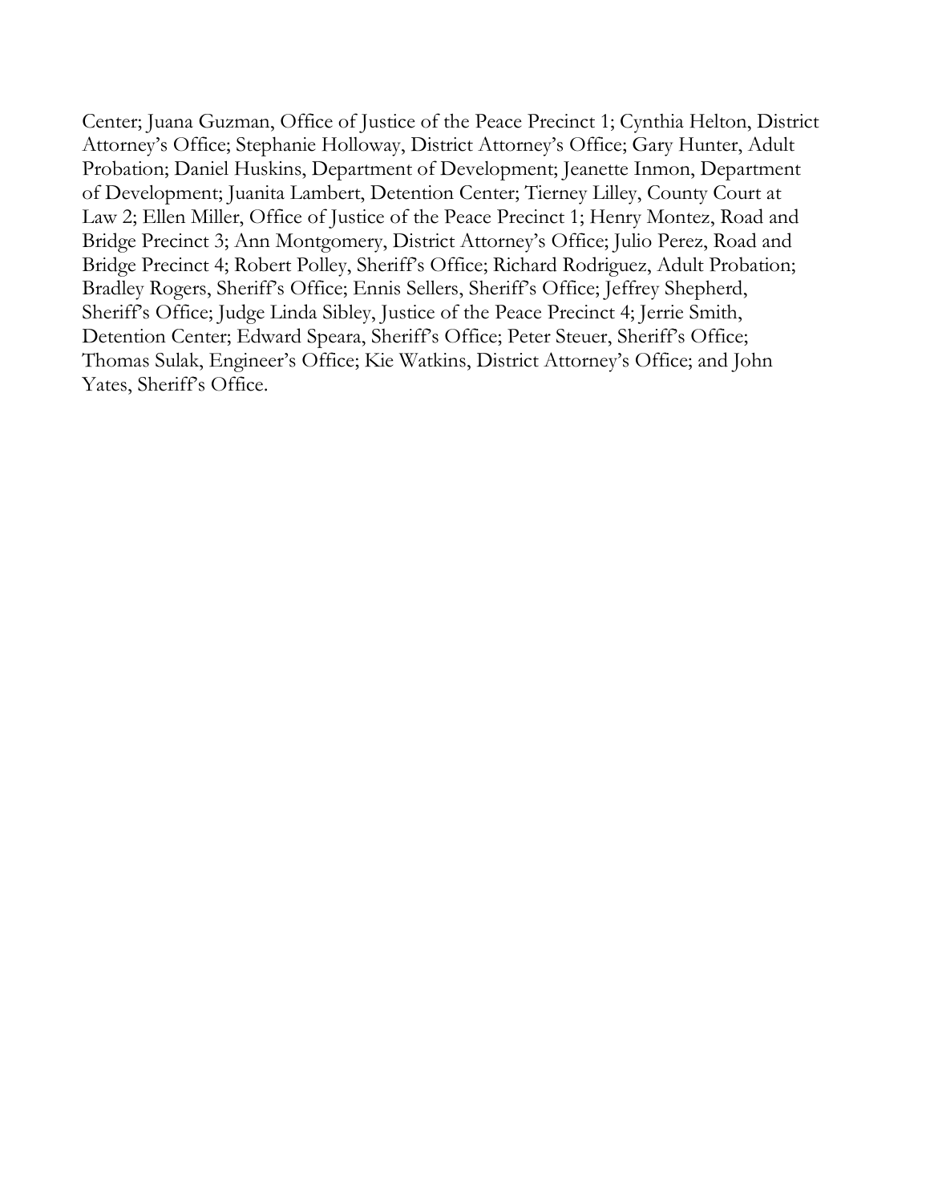Center; Juana Guzman, Office of Justice of the Peace Precinct 1; Cynthia Helton, District Attorney's Office; Stephanie Holloway, District Attorney's Office; Gary Hunter, Adult Probation; Daniel Huskins, Department of Development; Jeanette Inmon, Department of Development; Juanita Lambert, Detention Center; Tierney Lilley, County Court at Law 2; Ellen Miller, Office of Justice of the Peace Precinct 1; Henry Montez, Road and Bridge Precinct 3; Ann Montgomery, District Attorney's Office; Julio Perez, Road and Bridge Precinct 4; Robert Polley, Sheriff's Office; Richard Rodriguez, Adult Probation; Bradley Rogers, Sheriff's Office; Ennis Sellers, Sheriff's Office; Jeffrey Shepherd, Sheriff's Office; Judge Linda Sibley, Justice of the Peace Precinct 4; Jerrie Smith, Detention Center; Edward Speara, Sheriff's Office; Peter Steuer, Sheriff's Office; Thomas Sulak, Engineer's Office; Kie Watkins, District Attorney's Office; and John Yates, Sheriff's Office.